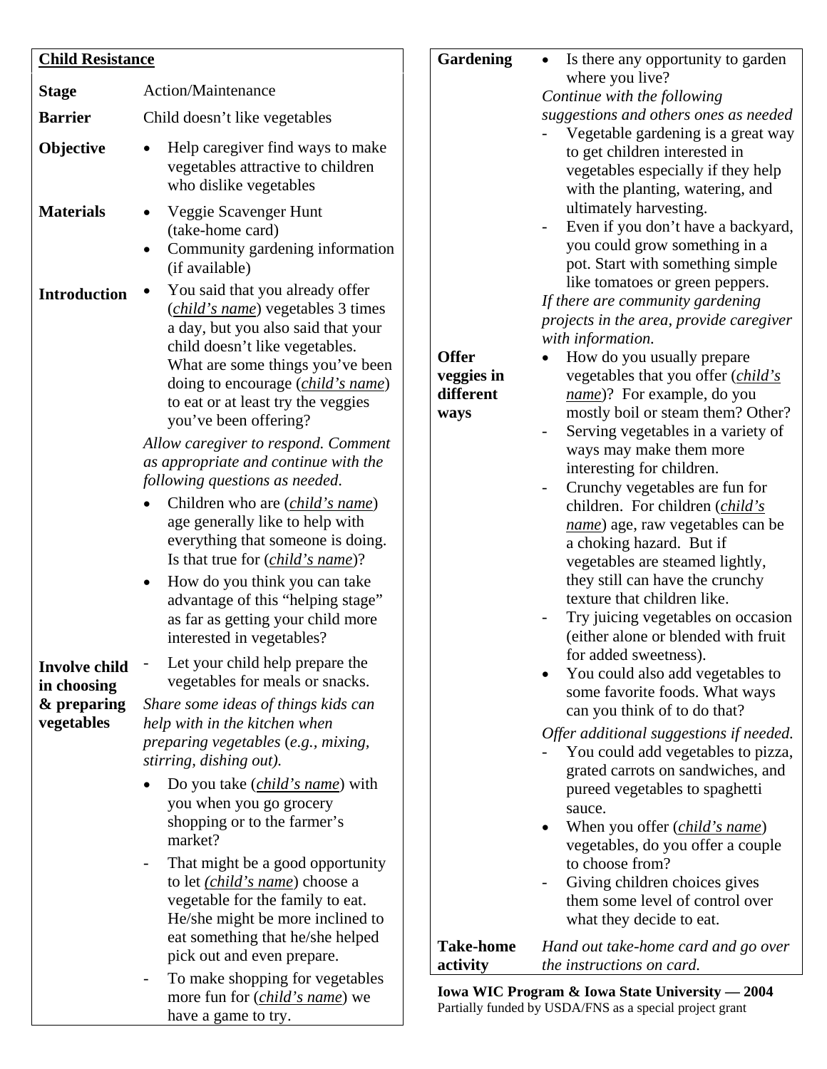**Child Resistance**

**Stage** Action/Maintenance

**Barrier** Child doesn't like vegetables

**Objective**

- Help caregiver find ways to make vegetables attractive to children who dislike vegetables

**Materials**

- Veggie Scavenger Hunt (take-home card)
- Community gardening information (if available)

**Introduction**

- You said that you already offer (*child's name*) vegetables 3 times a day, but you also said that your child doesn't like vegetables. What are some things you've been doing to encourage (*child's name*) to eat or at least try the veggies you've been offering?

*Allow caregiver to respond. Comment as appropriate and continue with the following questions as needed.*

- Children who are (*child's name*) age generally like to help with everything that someone is doing. Is that true for (*child's name*)?
- How do you think you can take advantage of this "helping stage" as far as getting your child more interested in vegetables?

**Involve child in choosing & preparing vegetables**

- Let your child help prepare the vegetables for meals or snacks.

*Share some ideas of things kids can help with in the kitchen when preparing vegetables (e.g., mixing, stirring, dishing out).*

- Do you take (*child's name*) with you when you go grocery shopping or to the farmer's market?
  - That might be a good opportunity to let (*child's name*) choose a vegetable for the family to eat. He/she might be more inclined to eat something that he/she helped pick out and even prepare.
  - To make shopping for vegetables more fun for (*child's name*) we have a game to try.

**Gardening**

- Is there any opportunity to garden where you live?

*Continue with the following suggestions and others ones as needed*

- Vegetable gardening is a great way to get children interested in vegetables especially if they help with the planting, watering, and ultimately harvesting.
- Even if you don't have a backyard, you could grow something in a pot. Start with something simple like tomatoes or green peppers.

*If there are community gardening projects in the area, provide caregiver with information.*

**Offer veggies in different ways**

- How do you usually prepare vegetables that you offer (*child's name*)? For example, do you mostly boil or steam them? Other?
  - Serving vegetables in a variety of ways may make them more interesting for children.
  - Crunchy vegetables are fun for children. For children (*child's name*) age, raw vegetables can be a choking hazard. But if vegetables are steamed lightly, they still can have the crunchy texture that children like.
  - Try juicing vegetables on occasion (either alone or blended with fruit for added sweetness).
- You could also add vegetables to some favorite foods. What ways can you think of to do that?

*Offer additional suggestions if needed.*

- You could add vegetables to pizza, grated carrots on sandwiches, and pureed vegetables to spaghetti sauce.
- When you offer (*child's name*) vegetables, do you offer a couple to choose from?
  - Giving children choices gives them some level of control over what they decide to eat.

**Take-home activity**

*Hand out take-home card and go over the instructions on card.*

**Iowa WIC Program & Iowa State University — 2004**
Partially funded by USDA/FNS as a special project grant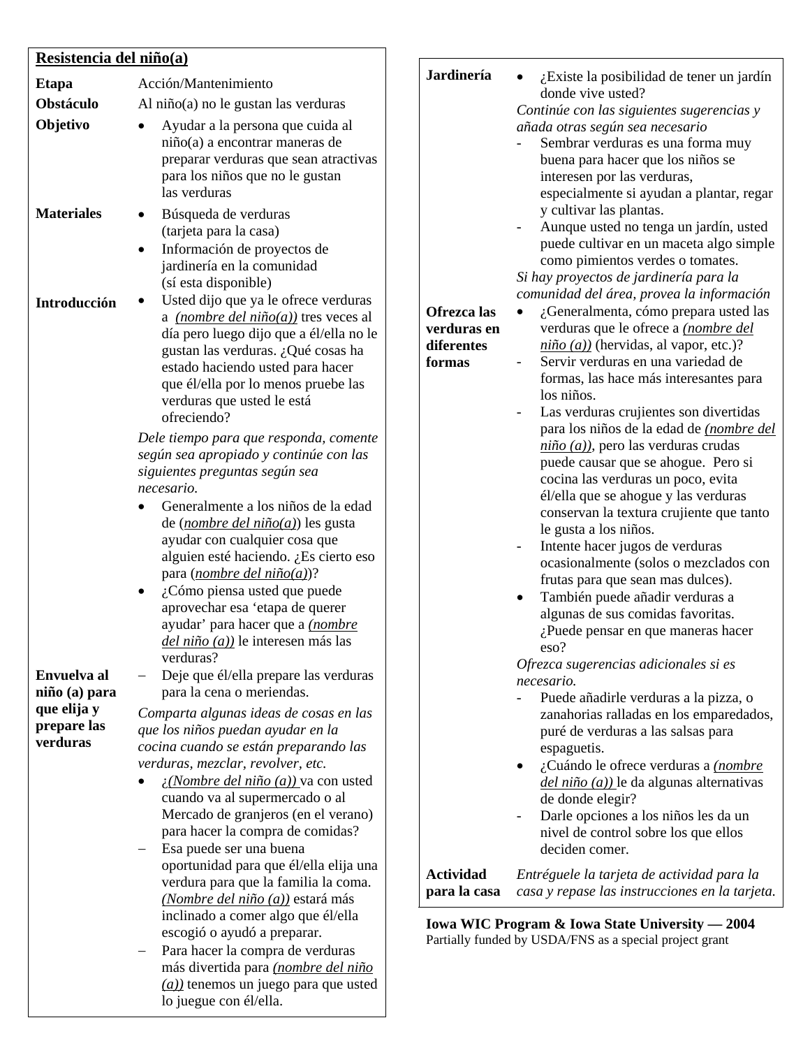## Resistencia del niño(a)

| | |
|---|---|
| **Etapa** | Acción/Mantenimiento |
| **Obstáculo** | Al niño(a) no le gustan las verduras |
| **Objetivo** | • Ayudar a la persona que cuida al niño(a) a encontrar maneras de preparar verduras que sean atractivas para los niños que no le gustan las verduras |
| **Materiales** | • Búsqueda de verduras (tarjeta para la casa)<br>• Información de proyectos de jardinería en la comunidad (sí esta disponible) |
| **Introducción** | • Usted dijo que ya le ofrece verduras a *(nombre del niño(a))* tres veces al día pero luego dijo que a él/ella no le gustan las verduras. ¿Qué cosas ha estado haciendo usted para hacer que él/ella por lo menos pruebe las verduras que usted le está ofreciendo?<br>*Dele tiempo para que responda, comente según sea apropiado y continúe con las siguientes preguntas según sea necesario.*<br>• Generalmente a los niños de la edad de (*nombre del niño(a)*) les gusta ayudar con cualquier cosa que alguien esté haciendo. ¿Es cierto eso para (*nombre del niño(a)*)?<br>• ¿Cómo piensa usted que puede aprovechar esa 'etapa de querer ayudar' para hacer que a *(nombre del niño (a))* le interesen más las verduras? |
| **Envuelva al niño (a) para que elija y prepare las verduras** | – Deje que él/ella prepare las verduras para la cena o meriendas.<br>*Comparta algunas ideas de cosas en las que los niños puedan ayudar en la cocina cuando se están preparando las verduras, mezclar, revolver, etc.*<br>• *¿(Nombre del niño (a))* va con usted cuando va al supermercado o al Mercado de granjeros (en el verano) para hacer la compra de comidas?<br>– Esa puede ser una buena oportunidad para que él/ella elija una verdura para que la familia la coma. *(Nombre del niño (a))* estará más inclinado a comer algo que él/ella escogió o ayudó a preparar.<br>– Para hacer la compra de verduras más divertida para *(nombre del niño (a))* tenemos un juego para que usted lo juegue con él/ella. |
| **Jardinería** | • ¿Existe la posibilidad de tener un jardín donde vive usted?<br>*Continúe con las siguientes sugerencias y añada otras según sea necesario*<br>- Sembrar verduras es una forma muy buena para hacer que los niños se interesen por las verduras, especialmente si ayudan a plantar, regar y cultivar las plantas.<br>- Aunque usted no tenga un jardín, usted puede cultivar en un maceta algo simple como pimientos verdes o tomates.<br>*Si hay proyectos de jardinería para la comunidad del área, provea la información* |
| **Ofrezca las verduras en diferentes formas** | • ¿Generalmenta, cómo prepara usted las verduras que le ofrece a *(nombre del niño (a))* (hervidas, al vapor, etc.)?<br>- Servir verduras en una variedad de formas, las hace más interesantes para los niños.<br>- Las verduras crujientes son divertidas para los niños de la edad de *(nombre del niño (a))*, pero las verduras crudas puede causar que se ahogue. Pero si cocina las verduras un poco, evita él/ella que se ahogue y las verduras conservan la textura crujiente que tanto le gusta a los niños.<br>- Intente hacer jugos de verduras ocasionalmente (solos o mezclados con frutas para que sean mas dulces).<br>• También puede añadir verduras a algunas de sus comidas favoritas. ¿Puede pensar en que maneras hacer eso?<br>*Ofrezca sugerencias adicionales si es necesario.*<br>- Puede añadirle verduras a la pizza, o zanahorias ralladas en los emparedados, puré de verduras a las salsas para espaguetis.<br>• ¿Cuándo le ofrece verduras a *(nombre del niño (a))* le da algunas alternativas de donde elegir?<br>- Darle opciones a los niños les da un nivel de control sobre los que ellos deciden comer. |
| **Actividad para la casa** | *Entréguele la tarjeta de actividad para la casa y repase las instrucciones en la tarjeta.* |

**Iowa WIC Program & Iowa State University — 2004**
Partially funded by USDA/FNS as a special project grant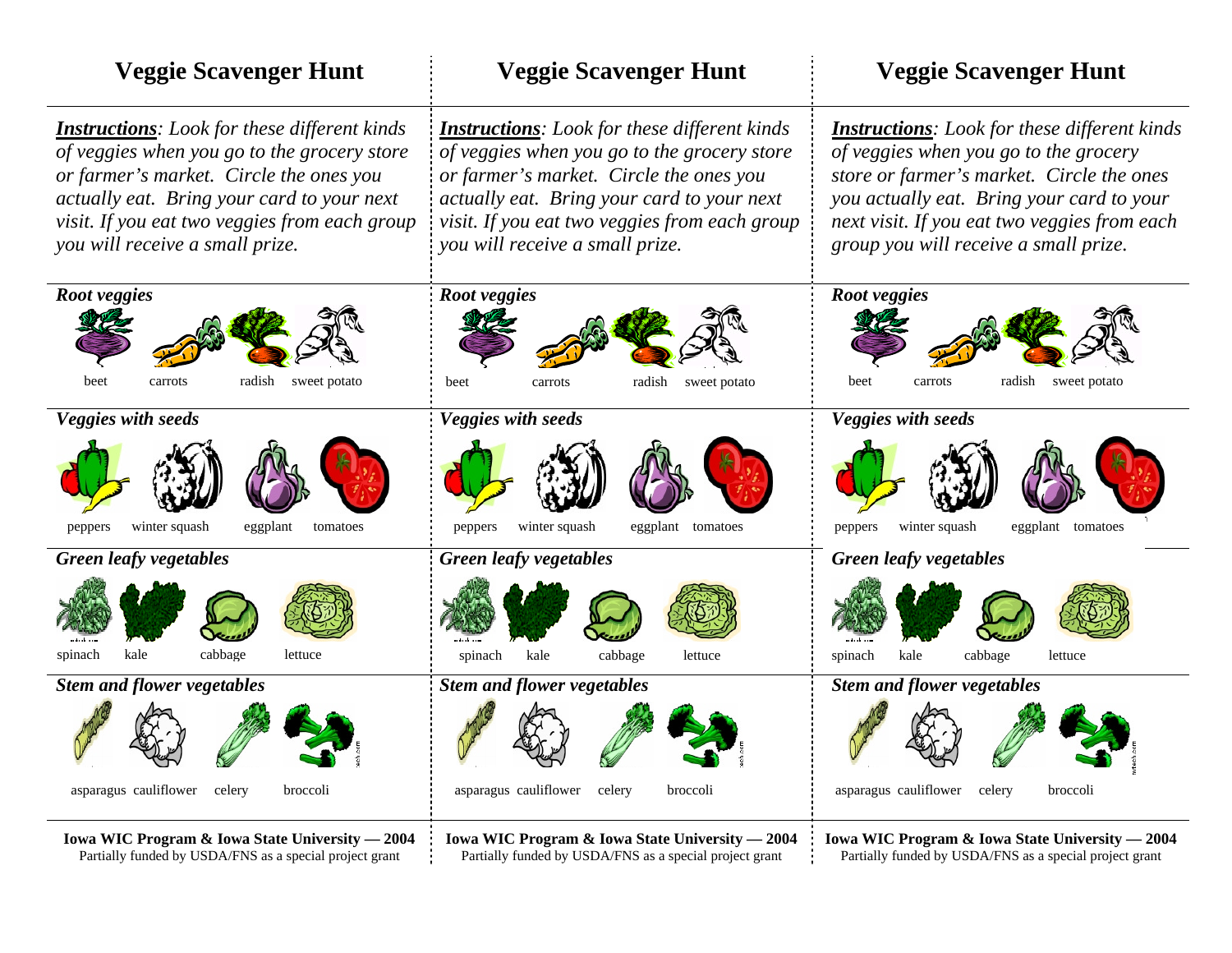# Veggie Scavenger Hunt

***Instructions***: *Look for these different kinds of veggies when you go to the grocery store or farmer's market. Circle the ones you actually eat. Bring your card to your next visit. If you eat two veggies from each group you will receive a small prize.*

***Root veggies***

beet carrots radish sweet potato

***Veggies with seeds***

peppers winter squash eggplant tomatoes

***Green leafy vegetables***

spinach kale cabbage lettuce

***Stem and flower vegetables***

asparagus cauliflower celery broccoli

**Iowa WIC Program & Iowa State University — 2004**
Partially funded by USDA/FNS as a special project grant

# Veggie Scavenger Hunt

***Instructions***: *Look for these different kinds of veggies when you go to the grocery store or farmer's market. Circle the ones you actually eat. Bring your card to your next visit. If you eat two veggies from each group you will receive a small prize.*

***Root veggies***

beet carrots radish sweet potato

***Veggies with seeds***

peppers winter squash eggplant tomatoes

***Green leafy vegetables***

spinach kale cabbage lettuce

***Stem and flower vegetables***

asparagus cauliflower celery broccoli

**Iowa WIC Program & Iowa State University — 2004**
Partially funded by USDA/FNS as a special project grant

# Veggie Scavenger Hunt

***Instructions***: *Look for these different kinds of veggies when you go to the grocery store or farmer's market. Circle the ones you actually eat. Bring your card to your next visit. If you eat two veggies from each group you will receive a small prize.*

***Root veggies***

beet carrots radish sweet potato

***Veggies with seeds***

peppers winter squash eggplant tomatoes

***Green leafy vegetables***

spinach kale cabbage lettuce

***Stem and flower vegetables***

asparagus cauliflower celery broccoli

**Iowa WIC Program & Iowa State University — 2004**
Partially funded by USDA/FNS as a special project grant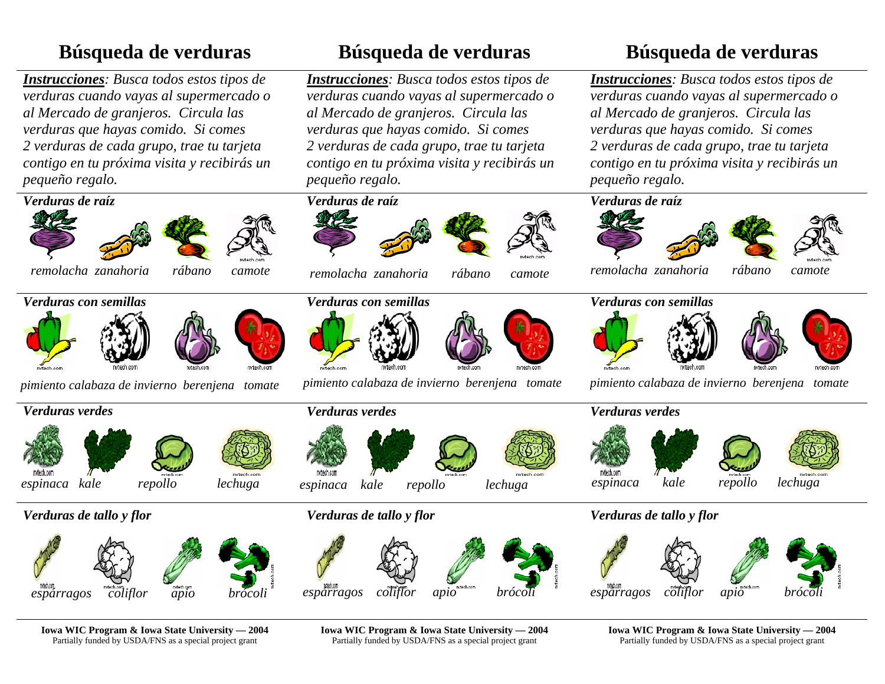## Búsqueda de verduras

***Instrucciones**: Busca todos estos tipos de verduras cuando vayas al supermercado o al Mercado de granjeros. Circula las verduras que hayas comido. Si comes 2 verduras de cada grupo, trae tu tarjeta contigo en tu próxima visita y recibirás un pequeño regalo.*

***Verduras de raíz***

*remolacha zanahoria rábano camote*

***Verduras con semillas***

*pimiento calabaza de invierno berenjena tomate*

***Verduras verdes***

*espinaca kale repollo lechuga*

***Verduras de tallo y flor***

*espárragos coliflor apio brócoli*

**Iowa WIC Program & Iowa State University — 2004**
Partially funded by USDA/FNS as a special project grant

## Búsqueda de verduras

***Instrucciones**: Busca todos estos tipos de verduras cuando vayas al supermercado o al Mercado de granjeros. Circula las verduras que hayas comido. Si comes 2 verduras de cada grupo, trae tu tarjeta contigo en tu próxima visita y recibirás un pequeño regalo.*

***Verduras de raíz***

*remolacha zanahoria rábano camote*

***Verduras con semillas***

*pimiento calabaza de invierno berenjena tomate*

***Verduras verdes***

*espinaca kale repollo lechuga*

***Verduras de tallo y flor***

*espárragos coliflor apio brócoli*

**Iowa WIC Program & Iowa State University — 2004**
Partially funded by USDA/FNS as a special project grant

## Búsqueda de verduras

***Instrucciones**: Busca todos estos tipos de verduras cuando vayas al supermercado o al Mercado de granjeros. Circula las verduras que hayas comido. Si comes 2 verduras de cada grupo, trae tu tarjeta contigo en tu próxima visita y recibirás un pequeño regalo.*

***Verduras de raíz***

*remolacha zanahoria rábano camote*

***Verduras con semillas***

*pimiento calabaza de invierno berenjena tomate*

***Verduras verdes***

*espinaca kale repollo lechuga*

***Verduras de tallo y flor***

*espárragos coliflor apio brócoli*

**Iowa WIC Program & Iowa State University — 2004**
Partially funded by USDA/FNS as a special project grant